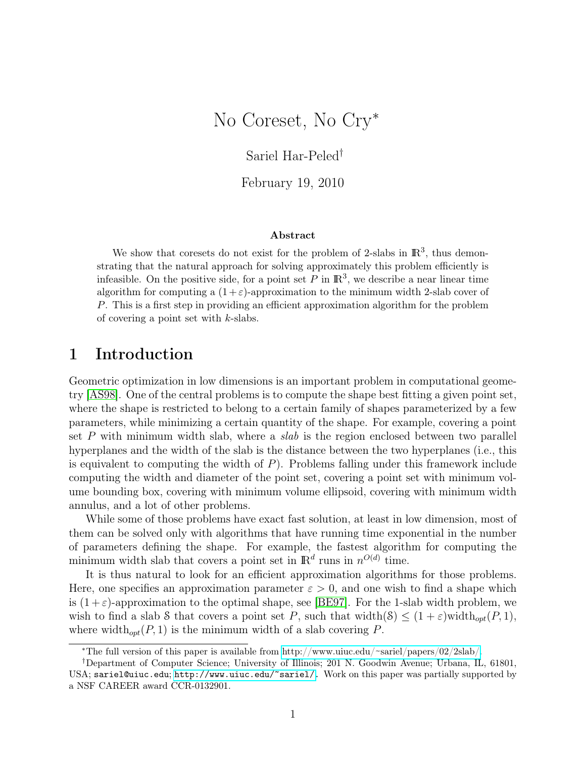# No Coreset, No Cry*

Sariel Har-Peled†

February 19, 2010

### Abstract

We show that coresets do not exist for the problem of 2-slabs in $\mathbb{R}^3$, thus demonstrating that the natural approach for solving approximately this problem efficiently is infeasible. On the positive side, for a point set $P$ in $\mathbb{R}^3$, we describe a near linear time algorithm for computing a $(1+\varepsilon)$-approximation to the minimum width 2-slab cover of $P$. This is a first step in providing an efficient approximation algorithm for the problem of covering a point set with $k$-slabs.

## 1 Introduction

Geometric optimization in low dimensions is an important problem in computational geometry [AS98]. One of the central problems is to compute the shape best fitting a given point set, where the shape is restricted to belong to a certain family of shapes parameterized by a few parameters, while minimizing a certain quantity of the shape. For example, covering a point set $P$ with minimum width slab, where a *slab* is the region enclosed between two parallel hyperplanes and the width of the slab is the distance between the two hyperplanes (i.e., this is equivalent to computing the width of $P$). Problems falling under this framework include computing the width and diameter of the point set, covering a point set with minimum volume bounding box, covering with minimum volume ellipsoid, covering with minimum width annulus, and a lot of other problems.

While some of those problems have exact fast solution, at least in low dimension, most of them can be solved only with algorithms that have running time exponential in the number of parameters defining the shape. For example, the fastest algorithm for computing the minimum width slab that covers a point set in $\mathbb{R}^d$ runs in $n^{O(d)}$ time.

It is thus natural to look for an efficient approximation algorithms for those problems. Here, one specifies an approximation parameter $\varepsilon > 0$, and one wish to find a shape which is $(1+\varepsilon)$-approximation to the optimal shape, see [BE97]. For the 1-slab width problem, we wish to find a slab $\mathcal{S}$ that covers a point set $P$, such that $\mathrm{width}(\mathcal{S}) \leq (1+\varepsilon)\mathrm{width}_{opt}(P, 1)$, where $\mathrm{width}_{opt}(P, 1)$ is the minimum width of a slab covering $P$.

*The full version of this paper is available from http://www.uiuc.edu/~sariel/papers/02/2slab/.

†Department of Computer Science; University of Illinois; 201 N. Goodwin Avenue; Urbana, IL, 61801, USA; sariel@uiuc.edu; http://www.uiuc.edu/~sariel/. Work on this paper was partially supported by a NSF CAREER award CCR-0132901.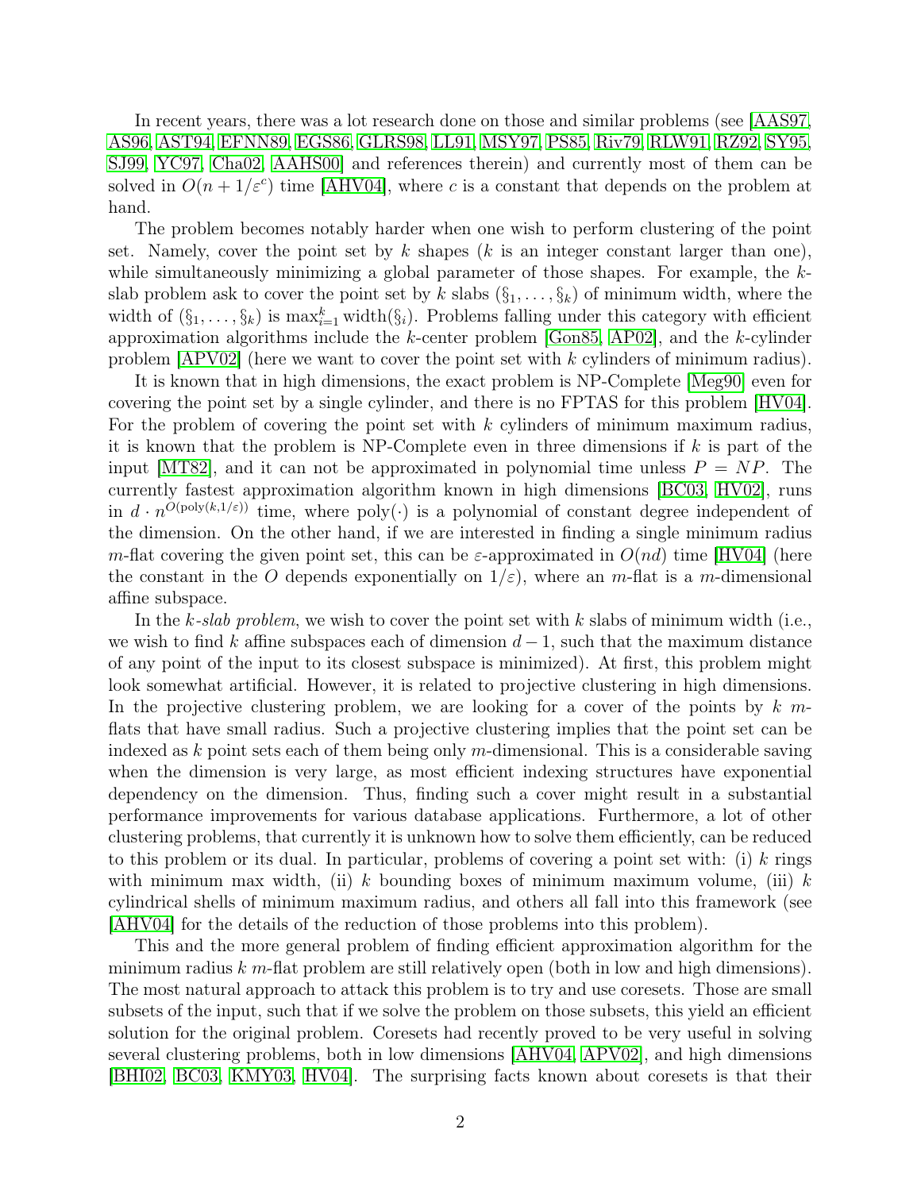In recent years, there was a lot research done on those and similar problems (see [AAS97, AS96, AST94, EFNN89, EGS86, GLRS98, LL91, MSY97, PS85, Riv79, RLW91, RZ92, SY95, SJ99, YC97, Cha02, AAHS00] and references therein) and currently most of them can be solved in $O(n + 1/\varepsilon^c)$ time [AHV04], where $c$ is a constant that depends on the problem at hand.

The problem becomes notably harder when one wish to perform clustering of the point set. Namely, cover the point set by $k$ shapes ($k$ is an integer constant larger than one), while simultaneously minimizing a global parameter of those shapes. For example, the $k$-slab problem ask to cover the point set by $k$ slabs $(\S_1, \ldots, \S_k)$ of minimum width, where the width of $(\S_1, \ldots, \S_k)$ is $\max_{i=1}^{k} \mathrm{width}(\S_i)$. Problems falling under this category with efficient approximation algorithms include the $k$-center problem [Gon85, AP02], and the $k$-cylinder problem [APV02] (here we want to cover the point set with $k$ cylinders of minimum radius).

It is known that in high dimensions, the exact problem is NP-Complete [Meg90] even for covering the point set by a single cylinder, and there is no FPTAS for this problem [HV04]. For the problem of covering the point set with $k$ cylinders of minimum maximum radius, it is known that the problem is NP-Complete even in three dimensions if $k$ is part of the input [MT82], and it can not be approximated in polynomial time unless $P = NP$. The currently fastest approximation algorithm known in high dimensions [BC03, HV02], runs in $d \cdot n^{O(\mathrm{poly}(k,1/\varepsilon))}$ time, where $\mathrm{poly}(\cdot)$ is a polynomial of constant degree independent of the dimension. On the other hand, if we are interested in finding a single minimum radius $m$-flat covering the given point set, this can be $\varepsilon$-approximated in $O(nd)$ time [HV04] (here the constant in the $O$ depends exponentially on $1/\varepsilon$), where an $m$-flat is a $m$-dimensional affine subspace.

In the *$k$-slab problem*, we wish to cover the point set with $k$ slabs of minimum width (i.e., we wish to find $k$ affine subspaces each of dimension $d-1$, such that the maximum distance of any point of the input to its closest subspace is minimized). At first, this problem might look somewhat artificial. However, it is related to projective clustering in high dimensions. In the projective clustering problem, we are looking for a cover of the points by $k$ $m$-flats that have small radius. Such a projective clustering implies that the point set can be indexed as $k$ point sets each of them being only $m$-dimensional. This is a considerable saving when the dimension is very large, as most efficient indexing structures have exponential dependency on the dimension. Thus, finding such a cover might result in a substantial performance improvements for various database applications. Furthermore, a lot of other clustering problems, that currently it is unknown how to solve them efficiently, can be reduced to this problem or its dual. In particular, problems of covering a point set with: (i) $k$ rings with minimum max width, (ii) $k$ bounding boxes of minimum maximum volume, (iii) $k$ cylindrical shells of minimum maximum radius, and others all fall into this framework (see [AHV04] for the details of the reduction of those problems into this problem).

This and the more general problem of finding efficient approximation algorithm for the minimum radius $k$ $m$-flat problem are still relatively open (both in low and high dimensions). The most natural approach to attack this problem is to try and use coresets. Those are small subsets of the input, such that if we solve the problem on those subsets, this yield an efficient solution for the original problem. Coresets had recently proved to be very useful in solving several clustering problems, both in low dimensions [AHV04, APV02], and high dimensions [BHI02, BC03, KMY03, HV04]. The surprising facts known about coresets is that their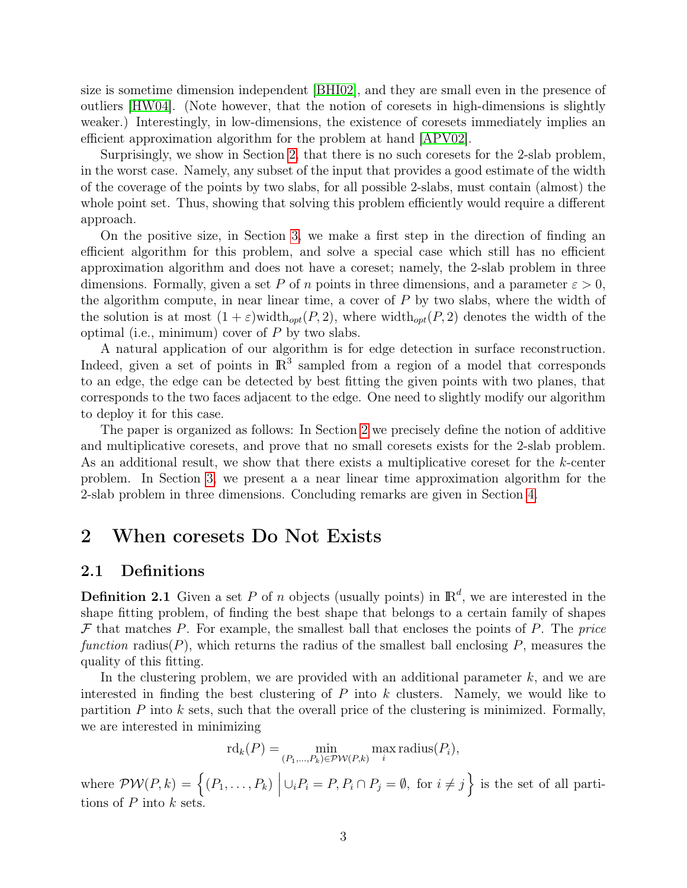size is sometime dimension independent [BHI02], and they are small even in the presence of outliers [HW04]. (Note however, that the notion of coresets in high-dimensions is slightly weaker.) Interestingly, in low-dimensions, the existence of coresets immediately implies an efficient approximation algorithm for the problem at hand [APV02].

Surprisingly, we show in Section 2, that there is no such coresets for the 2-slab problem, in the worst case. Namely, any subset of the input that provides a good estimate of the width of the coverage of the points by two slabs, for all possible 2-slabs, must contain (almost) the whole point set. Thus, showing that solving this problem efficiently would require a different approach.

On the positive size, in Section 3, we make a first step in the direction of finding an efficient algorithm for this problem, and solve a special case which still has no efficient approximation algorithm and does not have a coreset; namely, the 2-slab problem in three dimensions. Formally, given a set $P$ of $n$ points in three dimensions, and a parameter $\varepsilon > 0$, the algorithm compute, in near linear time, a cover of $P$ by two slabs, where the width of the solution is at most $(1+\varepsilon)\mathrm{width}_{opt}(P, 2)$, where $\mathrm{width}_{opt}(P, 2)$ denotes the width of the optimal (i.e., minimum) cover of $P$ by two slabs.

A natural application of our algorithm is for edge detection in surface reconstruction. Indeed, given a set of points in $\mathbb{R}^3$ sampled from a region of a model that corresponds to an edge, the edge can be detected by best fitting the given points with two planes, that corresponds to the two faces adjacent to the edge. One need to slightly modify our algorithm to deploy it for this case.

The paper is organized as follows: In Section 2 we precisely define the notion of additive and multiplicative coresets, and prove that no small coresets exists for the 2-slab problem. As an additional result, we show that there exists a multiplicative coreset for the $k$-center problem. In Section 3, we present a a near linear time approximation algorithm for the 2-slab problem in three dimensions. Concluding remarks are given in Section 4.

# 2 When coresets Do Not Exists

## 2.1 Definitions

**Definition 2.1** Given a set $P$ of $n$ objects (usually points) in $\mathbb{R}^d$, we are interested in the shape fitting problem, of finding the best shape that belongs to a certain family of shapes $\mathcal{F}$ that matches $P$. For example, the smallest ball that encloses the points of $P$. The *price function* $\mathrm{radius}(P)$, which returns the radius of the smallest ball enclosing $P$, measures the quality of this fitting.

In the clustering problem, we are provided with an additional parameter $k$, and we are interested in finding the best clustering of $P$ into $k$ clusters. Namely, we would like to partition $P$ into $k$ sets, such that the overall price of the clustering is minimized. Formally, we are interested in minimizing

$$\mathrm{rd}_k(P) = \min_{(P_1,\ldots,P_k)\in\mathcal{PW}(P,k)} \max_i \mathrm{radius}(P_i),$$

where $\mathcal{PW}(P,k) = \left\{ (P_1,\ldots,P_k) \;\middle|\; \cup_i P_i = P, P_i \cap P_j = \emptyset, \text{ for } i \neq j \right\}$ is the set of all partitions of $P$ into $k$ sets.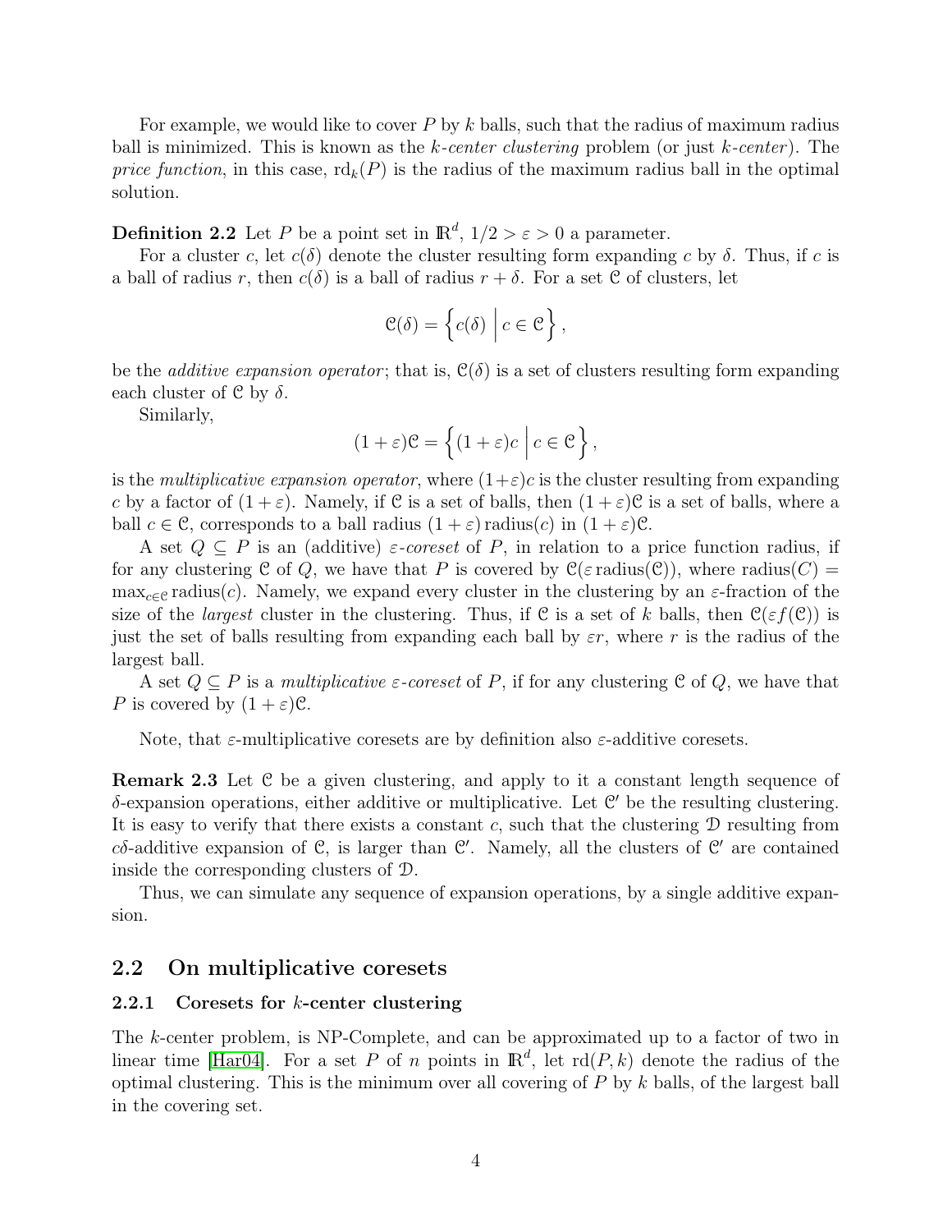For example, we would like to cover $P$ by $k$ balls, such that the radius of maximum radius ball is minimized. This is known as the *k-center clustering* problem (or just *k-center*). The *price function*, in this case, $\mathrm{rd}_k(P)$ is the radius of the maximum radius ball in the optimal solution.

**Definition 2.2** Let $P$ be a point set in $\mathbb{R}^d$, $1/2 > \varepsilon > 0$ a parameter.

For a cluster $c$, let $c(\delta)$ denote the cluster resulting form expanding $c$ by $\delta$. Thus, if $c$ is a ball of radius $r$, then $c(\delta)$ is a ball of radius $r + \delta$. For a set $\mathcal{C}$ of clusters, let

$$\mathcal{C}(\delta) = \left\{ c(\delta) \;\middle|\; c \in \mathcal{C} \right\},$$

be the *additive expansion operator*; that is, $\mathcal{C}(\delta)$ is a set of clusters resulting form expanding each cluster of $\mathcal{C}$ by $\delta$.

Similarly,

$$(1+\varepsilon)\mathcal{C} = \left\{ (1+\varepsilon)c \;\middle|\; c \in \mathcal{C} \right\},$$

is the *multiplicative expansion operator*, where $(1+\varepsilon)c$ is the cluster resulting from expanding $c$ by a factor of $(1+\varepsilon)$. Namely, if $\mathcal{C}$ is a set of balls, then $(1+\varepsilon)\mathcal{C}$ is a set of balls, where a ball $c \in \mathcal{C}$, corresponds to a ball radius $(1+\varepsilon)\,\mathrm{radius}(c)$ in $(1+\varepsilon)\mathcal{C}$.

A set $Q \subseteq P$ is an (additive) *$\varepsilon$-coreset* of $P$, in relation to a price function radius, if for any clustering $\mathcal{C}$ of $Q$, we have that $P$ is covered by $\mathcal{C}(\varepsilon\,\mathrm{radius}(\mathcal{C}))$, where $\mathrm{radius}(C) = \max_{c \in \mathcal{C}} \mathrm{radius}(c)$. Namely, we expand every cluster in the clustering by an $\varepsilon$-fraction of the size of the *largest* cluster in the clustering. Thus, if $\mathcal{C}$ is a set of $k$ balls, then $\mathcal{C}(\varepsilon f(\mathcal{C}))$ is just the set of balls resulting from expanding each ball by $\varepsilon r$, where $r$ is the radius of the largest ball.

A set $Q \subseteq P$ is a *multiplicative $\varepsilon$-coreset* of $P$, if for any clustering $\mathcal{C}$ of $Q$, we have that $P$ is covered by $(1+\varepsilon)\mathcal{C}$.

Note, that $\varepsilon$-multiplicative coresets are by definition also $\varepsilon$-additive coresets.

**Remark 2.3** Let $\mathcal{C}$ be a given clustering, and apply to it a constant length sequence of $\delta$-expansion operations, either additive or multiplicative. Let $\mathcal{C}'$ be the resulting clustering. It is easy to verify that there exists a constant $c$, such that the clustering $\mathcal{D}$ resulting from $c\delta$-additive expansion of $\mathcal{C}$, is larger than $\mathcal{C}'$. Namely, all the clusters of $\mathcal{C}'$ are contained inside the corresponding clusters of $\mathcal{D}$.

Thus, we can simulate any sequence of expansion operations, by a single additive expansion.

## 2.2 On multiplicative coresets

### 2.2.1 Coresets for $k$-center clustering

The $k$-center problem, is NP-Complete, and can be approximated up to a factor of two in linear time [Har04]. For a set $P$ of $n$ points in $\mathbb{R}^d$, let $\mathrm{rd}(P, k)$ denote the radius of the optimal clustering. This is the minimum over all covering of $P$ by $k$ balls, of the largest ball in the covering set.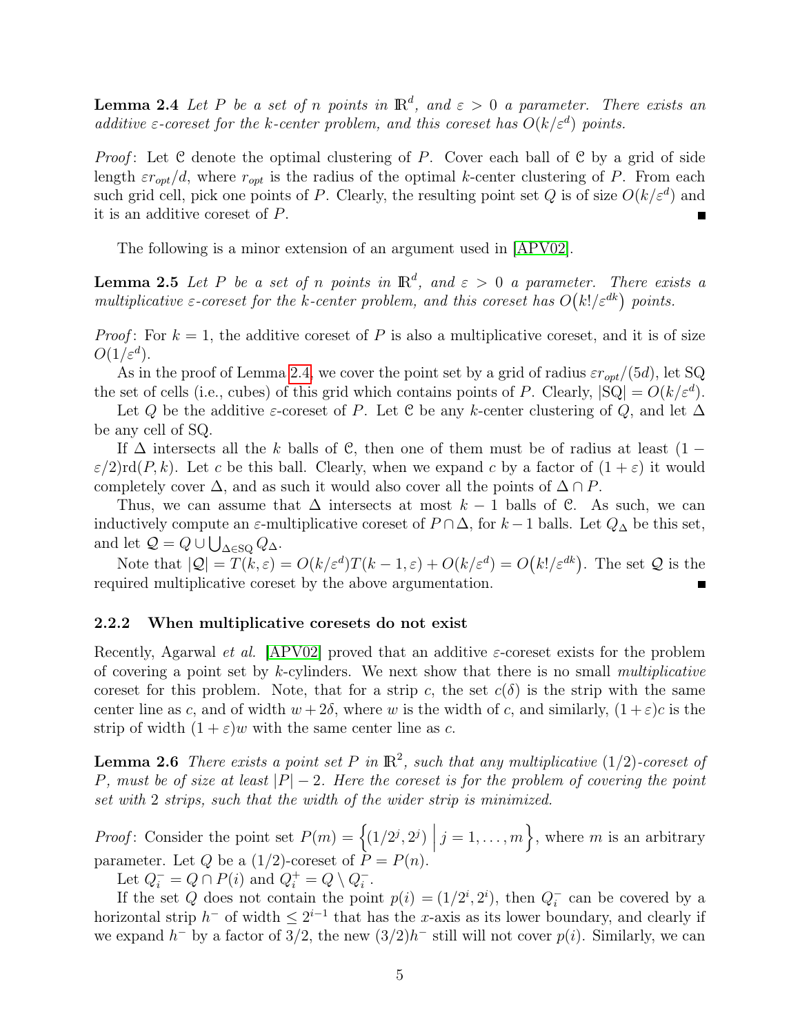**Lemma 2.4** *Let $P$ be a set of $n$ points in $\mathbb{R}^d$, and $\varepsilon > 0$ a parameter. There exists an additive $\varepsilon$-coreset for the $k$-center problem, and this coreset has $O(k/\varepsilon^d)$ points.*

*Proof*: Let $\mathcal{C}$ denote the optimal clustering of $P$. Cover each ball of $\mathcal{C}$ by a grid of side length $\varepsilon r_{opt}/d$, where $r_{opt}$ is the radius of the optimal $k$-center clustering of $P$. From each such grid cell, pick one points of $P$. Clearly, the resulting point set $Q$ is of size $O(k/\varepsilon^d)$ and it is an additive coreset of $P$. ■

The following is a minor extension of an argument used in [APV02].

**Lemma 2.5** *Let $P$ be a set of $n$ points in $\mathbb{R}^d$, and $\varepsilon > 0$ a parameter. There exists a multiplicative $\varepsilon$-coreset for the $k$-center problem, and this coreset has $O\big(k!/\varepsilon^{dk}\big)$ points.*

*Proof*: For $k = 1$, the additive coreset of $P$ is also a multiplicative coreset, and it is of size $O(1/\varepsilon^d)$.

As in the proof of Lemma 2.4, we cover the point set by a grid of radius $\varepsilon r_{opt}/(5d)$, let SQ the set of cells (i.e., cubes) of this grid which contains points of $P$. Clearly, $|\mathrm{SQ}| = O(k/\varepsilon^d)$.

Let $Q$ be the additive $\varepsilon$-coreset of $P$. Let $\mathcal{C}$ be any $k$-center clustering of $Q$, and let $\Delta$ be any cell of SQ.

If $\Delta$ intersects all the $k$ balls of $\mathcal{C}$, then one of them must be of radius at least $(1 - \varepsilon/2)\mathrm{rd}(P, k)$. Let $c$ be this ball. Clearly, when we expand $c$ by a factor of $(1 + \varepsilon)$ it would completely cover $\Delta$, and as such it would also cover all the points of $\Delta \cap P$.

Thus, we can assume that $\Delta$ intersects at most $k - 1$ balls of $\mathcal{C}$. As such, we can inductively compute an $\varepsilon$-multiplicative coreset of $P \cap \Delta$, for $k-1$ balls. Let $Q_\Delta$ be this set, and let $\mathcal{Q} = Q \cup \bigcup_{\Delta \in \mathrm{SQ}} Q_\Delta$.

Note that $|\mathcal{Q}| = T(k, \varepsilon) = O(k/\varepsilon^d)T(k-1, \varepsilon) + O(k/\varepsilon^d) = O\big(k!/\varepsilon^{dk}\big)$. The set $\mathcal{Q}$ is the required multiplicative coreset by the above argumentation. ■

### 2.2.2 When multiplicative coresets do not exist

Recently, Agarwal *et al.* [APV02] proved that an additive $\varepsilon$-coreset exists for the problem of covering a point set by $k$-cylinders. We next show that there is no small *multiplicative* coreset for this problem. Note, that for a strip $c$, the set $c(\delta)$ is the strip with the same center line as $c$, and of width $w + 2\delta$, where $w$ is the width of $c$, and similarly, $(1 + \varepsilon)c$ is the strip of width $(1 + \varepsilon)w$ with the same center line as $c$.

**Lemma 2.6** *There exists a point set $P$ in $\mathbb{R}^2$, such that any multiplicative $(1/2)$-coreset of $P$, must be of size at least $|P| - 2$. Here the coreset is for the problem of covering the point set with 2 strips, such that the width of the wider strip is minimized.*

*Proof*: Consider the point set $P(m) = \left\{(1/2^j, 2^j) \;\middle|\; j = 1, \ldots, m\right\}$, where $m$ is an arbitrary parameter. Let $Q$ be a $(1/2)$-coreset of $P = P(n)$.

Let $Q_i^- = Q \cap P(i)$ and $Q_i^+ = Q \setminus Q_i^-$.

If the set $Q$ does not contain the point $p(i) = (1/2^i, 2^i)$, then $Q_i^-$ can be covered by a horizontal strip $h^-$ of width $\leq 2^{i-1}$ that has the $x$-axis as its lower boundary, and clearly if we expand $h^-$ by a factor of $3/2$, the new $(3/2)h^-$ still will not cover $p(i)$. Similarly, we can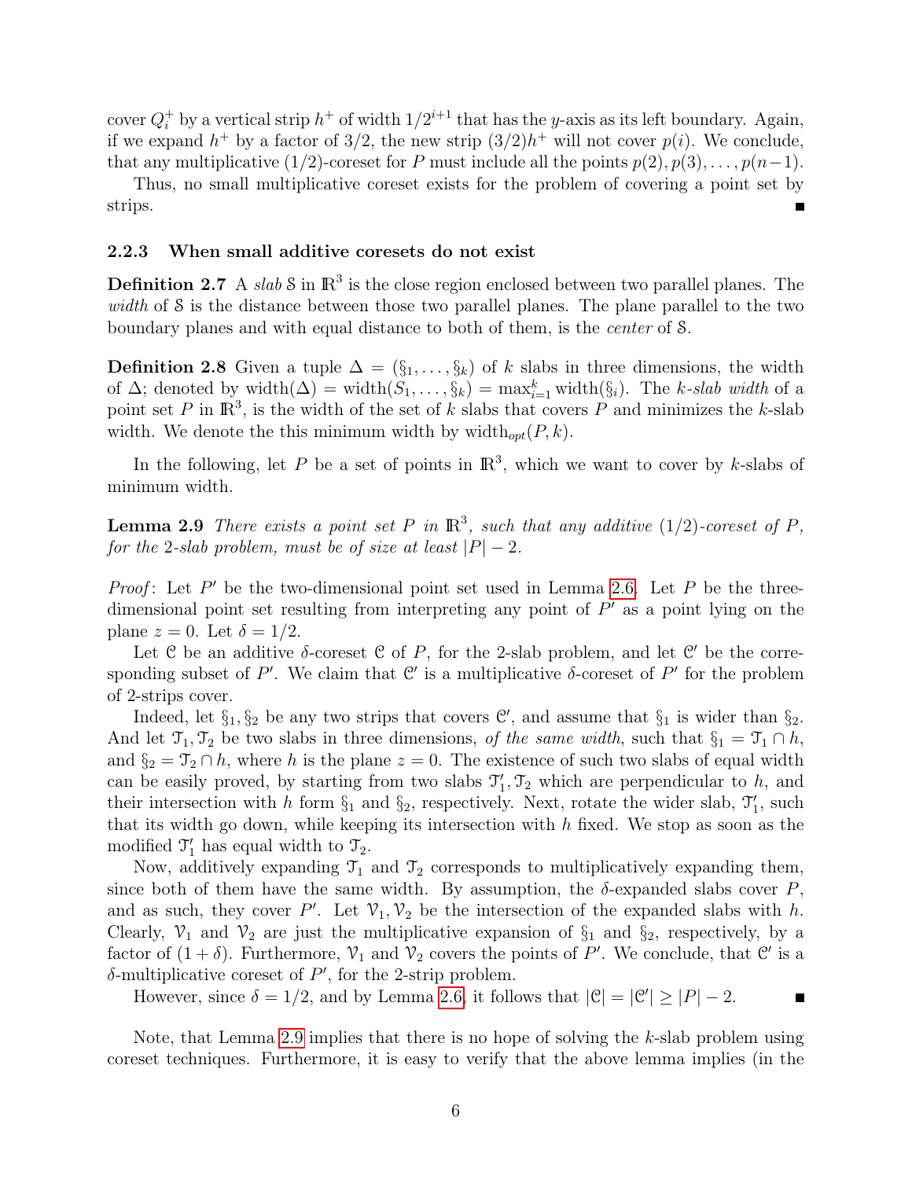cover $Q_i^+$ by a vertical strip $h^+$ of width $1/2^{i+1}$ that has the $y$-axis as its left boundary. Again, if we expand $h^+$ by a factor of $3/2$, the new strip $(3/2)h^+$ will not cover $p(i)$. We conclude, that any multiplicative $(1/2)$-coreset for $P$ must include all the points $p(2), p(3), \ldots, p(n-1)$.

Thus, no small multiplicative coreset exists for the problem of covering a point set by strips. ∎

### 2.2.3 When small additive coresets do not exist

**Definition 2.7** A *slab* $\mathcal{S}$ in $\mathbb{R}^3$ is the close region enclosed between two parallel planes. The *width* of $\mathcal{S}$ is the distance between those two parallel planes. The plane parallel to the two boundary planes and with equal distance to both of them, is the *center* of $\mathcal{S}$.

**Definition 2.8** Given a tuple $\Delta = (\S_1, \ldots, \S_k)$ of $k$ slabs in three dimensions, the width of $\Delta$; denoted by $\mathrm{width}(\Delta) = \mathrm{width}(S_1, \ldots, \S_k) = \max_{i=1}^k \mathrm{width}(\S_i)$. The *$k$-slab width* of a point set $P$ in $\mathbb{R}^3$, is the width of the set of $k$ slabs that covers $P$ and minimizes the $k$-slab width. We denote the this minimum width by $\mathrm{width}_{opt}(P, k)$.

In the following, let $P$ be a set of points in $\mathbb{R}^3$, which we want to cover by $k$-slabs of minimum width.

**Lemma 2.9** *There exists a point set $P$ in $\mathbb{R}^3$, such that any additive $(1/2)$-coreset of $P$, for the 2-slab problem, must be of size at least $|P| - 2$.*

*Proof*: Let $P'$ be the two-dimensional point set used in Lemma 2.6. Let $P$ be the three-dimensional point set resulting from interpreting any point of $P'$ as a point lying on the plane $z = 0$. Let $\delta = 1/2$.

Let $\mathcal{C}$ be an additive $\delta$-coreset $\mathcal{C}$ of $P$, for the 2-slab problem, and let $\mathcal{C}'$ be the corresponding subset of $P'$. We claim that $\mathcal{C}'$ is a multiplicative $\delta$-coreset of $P'$ for the problem of 2-strips cover.

Indeed, let $\S_1, \S_2$ be any two strips that covers $\mathcal{C}'$, and assume that $\S_1$ is wider than $\S_2$. And let $\mathcal{T}_1, \mathcal{T}_2$ be two slabs in three dimensions, *of the same width*, such that $\S_1 = \mathcal{T}_1 \cap h$, and $\S_2 = \mathcal{T}_2 \cap h$, where $h$ is the plane $z = 0$. The existence of such two slabs of equal width can be easily proved, by starting from two slabs $\mathcal{T}_1', \mathcal{T}_2$ which are perpendicular to $h$, and their intersection with $h$ form $\S_1$ and $\S_2$, respectively. Next, rotate the wider slab, $\mathcal{T}_1'$, such that its width go down, while keeping its intersection with $h$ fixed. We stop as soon as the modified $\mathcal{T}_1'$ has equal width to $\mathcal{T}_2$.

Now, additively expanding $\mathcal{T}_1$ and $\mathcal{T}_2$ corresponds to multiplicatively expanding them, since both of them have the same width. By assumption, the $\delta$-expanded slabs cover $P$, and as such, they cover $P'$. Let $\mathcal{V}_1, \mathcal{V}_2$ be the intersection of the expanded slabs with $h$. Clearly, $\mathcal{V}_1$ and $\mathcal{V}_2$ are just the multiplicative expansion of $\S_1$ and $\S_2$, respectively, by a factor of $(1 + \delta)$. Furthermore, $\mathcal{V}_1$ and $\mathcal{V}_2$ covers the points of $P'$. We conclude, that $\mathcal{C}'$ is a $\delta$-multiplicative coreset of $P'$, for the 2-strip problem.

However, since $\delta = 1/2$, and by Lemma 2.6, it follows that $|\mathcal{C}| = |\mathcal{C}'| \geq |P| - 2$. ∎

Note, that Lemma 2.9 implies that there is no hope of solving the $k$-slab problem using coreset techniques. Furthermore, it is easy to verify that the above lemma implies (in the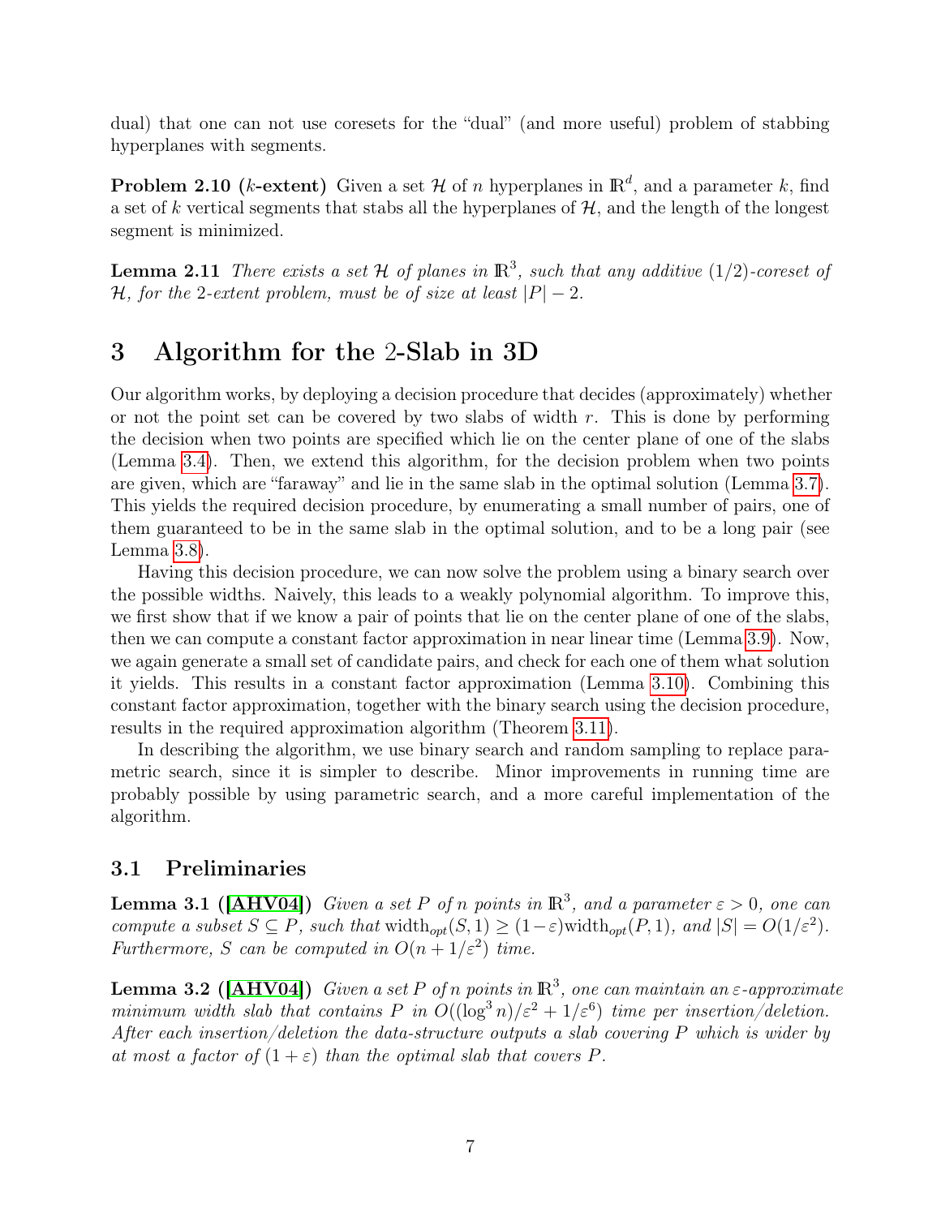dual) that one can not use coresets for the "dual" (and more useful) problem of stabbing hyperplanes with segments.

**Problem 2.10 ($k$-extent)** Given a set $\mathcal{H}$ of $n$ hyperplanes in $\mathbb{R}^d$, and a parameter $k$, find a set of $k$ vertical segments that stabs all the hyperplanes of $\mathcal{H}$, and the length of the longest segment is minimized.

**Lemma 2.11** *There exists a set $\mathcal{H}$ of planes in $\mathbb{R}^3$, such that any additive $(1/2)$-coreset of $\mathcal{H}$, for the 2-extent problem, must be of size at least $|P| - 2$.*

# 3 Algorithm for the 2-Slab in 3D

Our algorithm works, by deploying a decision procedure that decides (approximately) whether or not the point set can be covered by two slabs of width $r$. This is done by performing the decision when two points are specified which lie on the center plane of one of the slabs (Lemma 3.4). Then, we extend this algorithm, for the decision problem when two points are given, which are "faraway" and lie in the same slab in the optimal solution (Lemma 3.7). This yields the required decision procedure, by enumerating a small number of pairs, one of them guaranteed to be in the same slab in the optimal solution, and to be a long pair (see Lemma 3.8).

Having this decision procedure, we can now solve the problem using a binary search over the possible widths. Naively, this leads to a weakly polynomial algorithm. To improve this, we first show that if we know a pair of points that lie on the center plane of one of the slabs, then we can compute a constant factor approximation in near linear time (Lemma 3.9). Now, we again generate a small set of candidate pairs, and check for each one of them what solution it yields. This results in a constant factor approximation (Lemma 3.10). Combining this constant factor approximation, together with the binary search using the decision procedure, results in the required approximation algorithm (Theorem 3.11).

In describing the algorithm, we use binary search and random sampling to replace parametric search, since it is simpler to describe. Minor improvements in running time are probably possible by using parametric search, and a more careful implementation of the algorithm.

## 3.1 Preliminaries

**Lemma 3.1 ([AHV04])** *Given a set $P$ of $n$ points in $\mathbb{R}^3$, and a parameter $\varepsilon > 0$, one can compute a subset $S \subseteq P$, such that $\mathrm{width}_{opt}(S, 1) \geq (1-\varepsilon)\mathrm{width}_{opt}(P, 1)$, and $|S| = O(1/\varepsilon^2)$. Furthermore, $S$ can be computed in $O(n + 1/\varepsilon^2)$ time.*

**Lemma 3.2 ([AHV04])** *Given a set $P$ of $n$ points in $\mathbb{R}^3$, one can maintain an $\varepsilon$-approximate minimum width slab that contains $P$ in $O((\log^3 n)/\varepsilon^2 + 1/\varepsilon^6)$ time per insertion/deletion. After each insertion/deletion the data-structure outputs a slab covering $P$ which is wider by at most a factor of $(1 + \varepsilon)$ than the optimal slab that covers $P$.*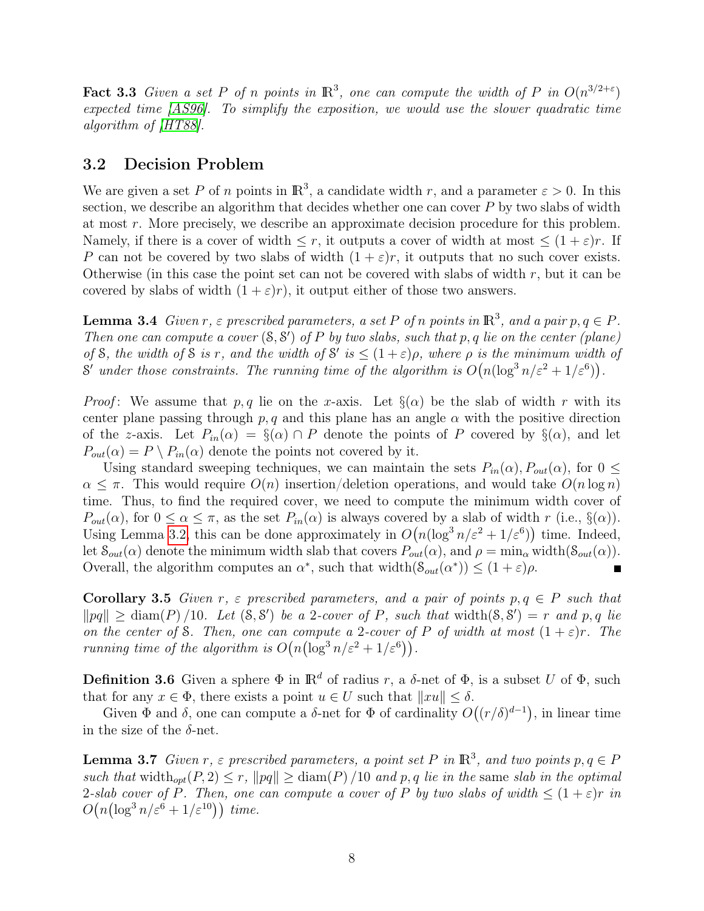**Fact 3.3** *Given a set $P$ of $n$ points in $\mathbb{R}^3$, one can compute the width of $P$ in $O(n^{3/2+\varepsilon})$ expected time [AS96]. To simplify the exposition, we would use the slower quadratic time algorithm of [HT88].*

## 3.2 Decision Problem

We are given a set $P$ of $n$ points in $\mathbb{R}^3$, a candidate width $r$, and a parameter $\varepsilon > 0$. In this section, we describe an algorithm that decides whether one can cover $P$ by two slabs of width at most $r$. More precisely, we describe an approximate decision procedure for this problem. Namely, if there is a cover of width $\leq r$, it outputs a cover of width at most $\leq (1+\varepsilon)r$. If $P$ can not be covered by two slabs of width $(1+\varepsilon)r$, it outputs that no such cover exists. Otherwise (in this case the point set can not be covered with slabs of width $r$, but it can be covered by slabs of width $(1+\varepsilon)r$), it output either of those two answers.

**Lemma 3.4** *Given $r$, $\varepsilon$ prescribed parameters, a set $P$ of $n$ points in $\mathbb{R}^3$, and a pair $p, q \in P$. Then one can compute a cover $(\mathcal{S}, \mathcal{S}')$ of $P$ by two slabs, such that $p, q$ lie on the center (plane) of $\mathcal{S}$, the width of $\mathcal{S}$ is $r$, and the width of $\mathcal{S}'$ is $\leq (1+\varepsilon)\rho$, where $\rho$ is the minimum width of $\mathcal{S}'$ under those constraints. The running time of the algorithm is $O\big(n(\log^3 n/\varepsilon^2 + 1/\varepsilon^6)\big)$.*

*Proof*: We assume that $p, q$ lie on the $x$-axis. Let $\S(\alpha)$ be the slab of width $r$ with its center plane passing through $p, q$ and this plane has an angle $\alpha$ with the positive direction of the $z$-axis. Let $P_{in}(\alpha) = \S(\alpha) \cap P$ denote the points of $P$ covered by $\S(\alpha)$, and let $P_{out}(\alpha) = P \setminus P_{in}(\alpha)$ denote the points not covered by it.

Using standard sweeping techniques, we can maintain the sets $P_{in}(\alpha), P_{out}(\alpha)$, for $0 \leq \alpha \leq \pi$. This would require $O(n)$ insertion/deletion operations, and would take $O(n \log n)$ time. Thus, to find the required cover, we need to compute the minimum width cover of $P_{out}(\alpha)$, for $0 \leq \alpha \leq \pi$, as the set $P_{in}(\alpha)$ is always covered by a slab of width $r$ (i.e., $\S(\alpha)$). Using Lemma 3.2, this can be done approximately in $O\big(n(\log^3 n/\varepsilon^2 + 1/\varepsilon^6)\big)$ time. Indeed, let $\mathcal{S}_{out}(\alpha)$ denote the minimum width slab that covers $P_{out}(\alpha)$, and $\rho = \min_\alpha \text{width}(\mathcal{S}_{out}(\alpha))$. Overall, the algorithm computes an $\alpha^*$, such that $\text{width}(\mathcal{S}_{out}(\alpha^*)) \leq (1+\varepsilon)\rho$. ■

**Corollary 3.5** *Given $r$, $\varepsilon$ prescribed parameters, and a pair of points $p, q \in P$ such that $\|pq\| \geq \text{diam}(P)/10$. Let $(\mathcal{S}, \mathcal{S}')$ be a 2-cover of $P$, such that $\text{width}(\mathcal{S}, \mathcal{S}') = r$ and $p, q$ lie on the center of $\mathcal{S}$. Then, one can compute a 2-cover of $P$ of width at most $(1+\varepsilon)r$. The running time of the algorithm is $O\big(n\big(\log^3 n/\varepsilon^2 + 1/\varepsilon^6\big)\big)$.*

**Definition 3.6** Given a sphere $\Phi$ in $\mathbb{R}^d$ of radius $r$, a $\delta$-net of $\Phi$, is a subset $U$ of $\Phi$, such that for any $x \in \Phi$, there exists a point $u \in U$ such that $\|xu\| \leq \delta$.

Given $\Phi$ and $\delta$, one can compute a $\delta$-net for $\Phi$ of cardinality $O\big((r/\delta)^{d-1}\big)$, in linear time in the size of the $\delta$-net.

**Lemma 3.7** *Given $r$, $\varepsilon$ prescribed parameters, a point set $P$ in $\mathbb{R}^3$, and two points $p, q \in P$ such that $\text{width}_{opt}(P, 2) \leq r$, $\|pq\| \geq \text{diam}(P)/10$ and $p, q$ lie in the* same *slab in the optimal 2-slab cover of $P$. Then, one can compute a cover of $P$ by two slabs of width $\leq (1+\varepsilon)r$ in $O\big(n\big(\log^3 n/\varepsilon^6 + 1/\varepsilon^{10}\big)\big)$ time.*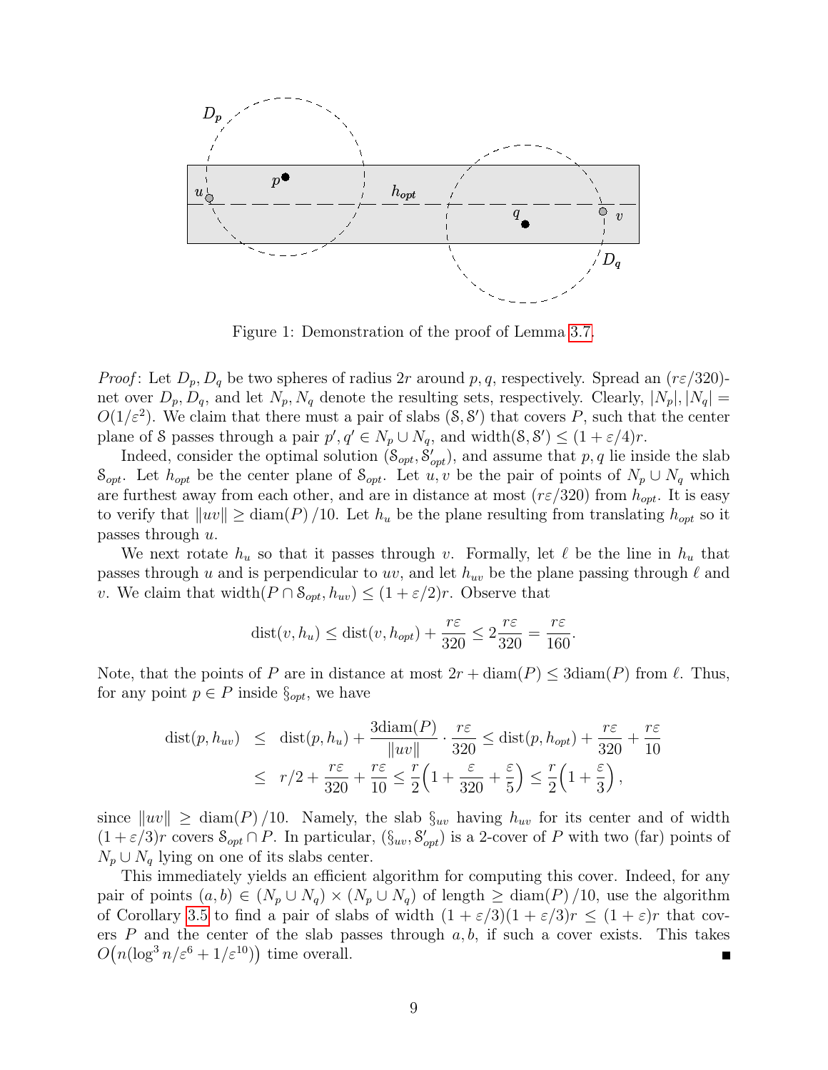Figure 1: Demonstration of the proof of Lemma 3.7.

*Proof*: Let $D_p, D_q$ be two spheres of radius $2r$ around $p, q$, respectively. Spread an $(r\varepsilon/320)$-net over $D_p, D_q$, and let $N_p, N_q$ denote the resulting sets, respectively. Clearly, $|N_p|, |N_q| = O(1/\varepsilon^2)$. We claim that there must a pair of slabs $(\mathcal{S}, \mathcal{S}')$ that covers $P$, such that the center plane of $\mathcal{S}$ passes through a pair $p', q' \in N_p \cup N_q$, and $\text{width}(\mathcal{S}, \mathcal{S}') \le (1 + \varepsilon/4)r$.

Indeed, consider the optimal solution $(\mathcal{S}_{opt}, \mathcal{S}'_{opt})$, and assume that $p, q$ lie inside the slab $\mathcal{S}_{opt}$. Let $h_{opt}$ be the center plane of $\mathcal{S}_{opt}$. Let $u, v$ be the pair of points of $N_p \cup N_q$ which are furthest away from each other, and are in distance at most $(r\varepsilon/320)$ from $h_{opt}$. It is easy to verify that $\|uv\| \ge \text{diam}(P)/10$. Let $h_u$ be the plane resulting from translating $h_{opt}$ so it passes through $u$.

We next rotate $h_u$ so that it passes through $v$. Formally, let $\ell$ be the line in $h_u$ that passes through $u$ and is perpendicular to $uv$, and let $h_{uv}$ be the plane passing through $\ell$ and $v$. We claim that $\text{width}(P \cap \mathcal{S}_{opt}, h_{uv}) \le (1 + \varepsilon/2)r$. Observe that

$$\text{dist}(v, h_u) \le \text{dist}(v, h_{opt}) + \frac{r\varepsilon}{320} \le 2\frac{r\varepsilon}{320} = \frac{r\varepsilon}{160}.$$

Note, that the points of $P$ are in distance at most $2r + \text{diam}(P) \le 3\text{diam}(P)$ from $\ell$. Thus, for any point $p \in P$ inside $\S_{opt}$, we have

$$\begin{aligned}\text{dist}(p, h_{uv}) &\le \text{dist}(p, h_u) + \frac{3\text{diam}(P)}{\|uv\|} \cdot \frac{r\varepsilon}{320} \le \text{dist}(p, h_{opt}) + \frac{r\varepsilon}{320} + \frac{r\varepsilon}{10} \\ &\le r/2 + \frac{r\varepsilon}{320} + \frac{r\varepsilon}{10} \le \frac{r}{2}\Big(1 + \frac{\varepsilon}{320} + \frac{\varepsilon}{5}\Big) \le \frac{r}{2}\Big(1 + \frac{\varepsilon}{3}\Big),\end{aligned}$$

since $\|uv\| \ge \text{diam}(P)/10$. Namely, the slab $\S_{uv}$ having $h_{uv}$ for its center and of width $(1 + \varepsilon/3)r$ covers $\mathcal{S}_{opt} \cap P$. In particular, $(\S_{uv}, \mathcal{S}'_{opt})$ is a 2-cover of $P$ with two (far) points of $N_p \cup N_q$ lying on one of its slabs center.

This immediately yields an efficient algorithm for computing this cover. Indeed, for any pair of points $(a, b) \in (N_p \cup N_q) \times (N_p \cup N_q)$ of length $\ge \text{diam}(P)/10$, use the algorithm of Corollary 3.5 to find a pair of slabs of width $(1 + \varepsilon/3)(1 + \varepsilon/3)r \le (1 + \varepsilon)r$ that covers $P$ and the center of the slab passes through $a, b$, if such a cover exists. This takes $O\big(n(\log^3 n/\varepsilon^6 + 1/\varepsilon^{10})\big)$ time overall. ∎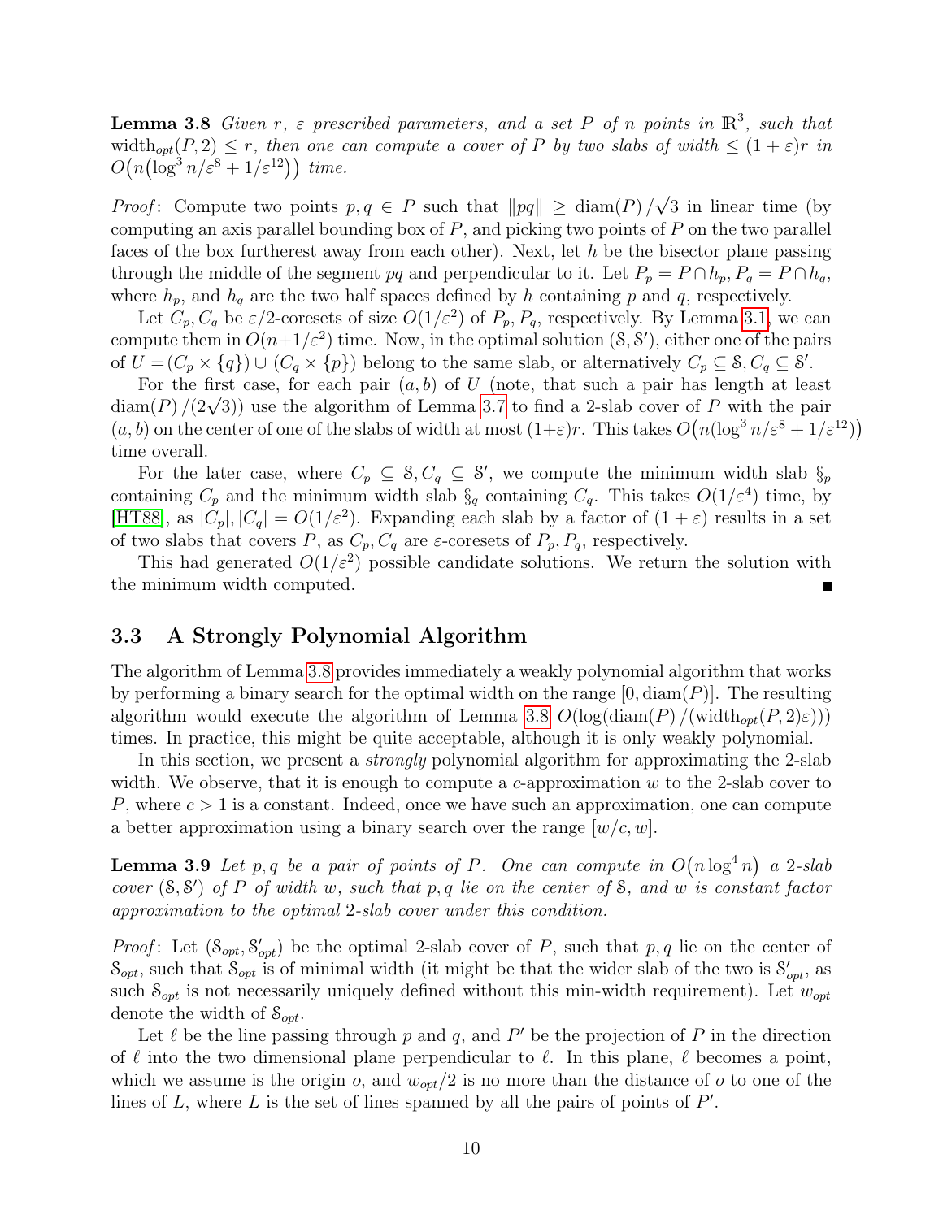**Lemma 3.8** *Given $r$, $\varepsilon$ prescribed parameters, and a set $P$ of $n$ points in $\mathbb{R}^3$, such that $\mathrm{width}_{opt}(P, 2) \le r$, then one can compute a cover of $P$ by two slabs of width $\le (1+\varepsilon)r$ in $O\big(n\big(\log^3 n/\varepsilon^8 + 1/\varepsilon^{12}\big)\big)$ time.*

*Proof*: Compute two points $p, q \in P$ such that $\|pq\| \ge \mathrm{diam}(P)/\sqrt{3}$ in linear time (by computing an axis parallel bounding box of $P$, and picking two points of $P$ on the two parallel faces of the box furtherest away from each other). Next, let $h$ be the bisector plane passing through the middle of the segment $pq$ and perpendicular to it. Let $P_p = P \cap h_p$, $P_q = P \cap h_q$, where $h_p$, and $h_q$ are the two half spaces defined by $h$ containing $p$ and $q$, respectively.

Let $C_p, C_q$ be $\varepsilon/2$-coresets of size $O(1/\varepsilon^2)$ of $P_p, P_q$, respectively. By Lemma 3.1, we can compute them in $O(n+1/\varepsilon^2)$ time. Now, in the optimal solution $(\mathcal{S}, \mathcal{S}')$, either one of the pairs of $U = (C_p \times \{q\}) \cup (C_q \times \{p\})$ belong to the same slab, or alternatively $C_p \subseteq \mathcal{S}, C_q \subseteq \mathcal{S}'$.

For the first case, for each pair $(a, b)$ of $U$ (note, that such a pair has length at least $\mathrm{diam}(P)/(2\sqrt{3})$) use the algorithm of Lemma 3.7 to find a 2-slab cover of $P$ with the pair $(a, b)$ on the center of one of the slabs of width at most $(1+\varepsilon)r$. This takes $O\big(n(\log^3 n/\varepsilon^8 + 1/\varepsilon^{12})\big)$ time overall.

For the later case, where $C_p \subseteq \mathcal{S}, C_q \subseteq \mathcal{S}'$, we compute the minimum width slab $\S_p$ containing $C_p$ and the minimum width slab $\S_q$ containing $C_q$. This takes $O(1/\varepsilon^4)$ time, by [HT88], as $|C_p|, |C_q| = O(1/\varepsilon^2)$. Expanding each slab by a factor of $(1+\varepsilon)$ results in a set of two slabs that covers $P$, as $C_p, C_q$ are $\varepsilon$-coresets of $P_p, P_q$, respectively.

This had generated $O(1/\varepsilon^2)$ possible candidate solutions. We return the solution with the minimum width computed. ∎

## 3.3 A Strongly Polynomial Algorithm

The algorithm of Lemma 3.8 provides immediately a weakly polynomial algorithm that works by performing a binary search for the optimal width on the range $[0, \mathrm{diam}(P)]$. The resulting algorithm would execute the algorithm of Lemma 3.8 $O(\log(\mathrm{diam}(P)/(\mathrm{width}_{opt}(P, 2)\varepsilon)))$ times. In practice, this might be quite acceptable, although it is only weakly polynomial.

In this section, we present a *strongly* polynomial algorithm for approximating the 2-slab width. We observe, that it is enough to compute a $c$-approximation $w$ to the 2-slab cover to $P$, where $c > 1$ is a constant. Indeed, once we have such an approximation, one can compute a better approximation using a binary search over the range $[w/c, w]$.

**Lemma 3.9** *Let $p, q$ be a pair of points of $P$. One can compute in $O\big(n \log^4 n\big)$ a 2-slab cover $(\mathcal{S}, \mathcal{S}')$ of $P$ of width $w$, such that $p, q$ lie on the center of $\mathcal{S}$, and $w$ is constant factor approximation to the optimal 2-slab cover under this condition.*

*Proof*: Let $(\mathcal{S}_{opt}, \mathcal{S}'_{opt})$ be the optimal 2-slab cover of $P$, such that $p, q$ lie on the center of $\mathcal{S}_{opt}$, such that $\mathcal{S}_{opt}$ is of minimal width (it might be that the wider slab of the two is $\mathcal{S}'_{opt}$, as such $\mathcal{S}_{opt}$ is not necessarily uniquely defined without this min-width requirement). Let $w_{opt}$ denote the width of $\mathcal{S}_{opt}$.

Let $\ell$ be the line passing through $p$ and $q$, and $P'$ be the projection of $P$ in the direction of $\ell$ into the two dimensional plane perpendicular to $\ell$. In this plane, $\ell$ becomes a point, which we assume is the origin $o$, and $w_{opt}/2$ is no more than the distance of $o$ to one of the lines of $L$, where $L$ is the set of lines spanned by all the pairs of points of $P'$.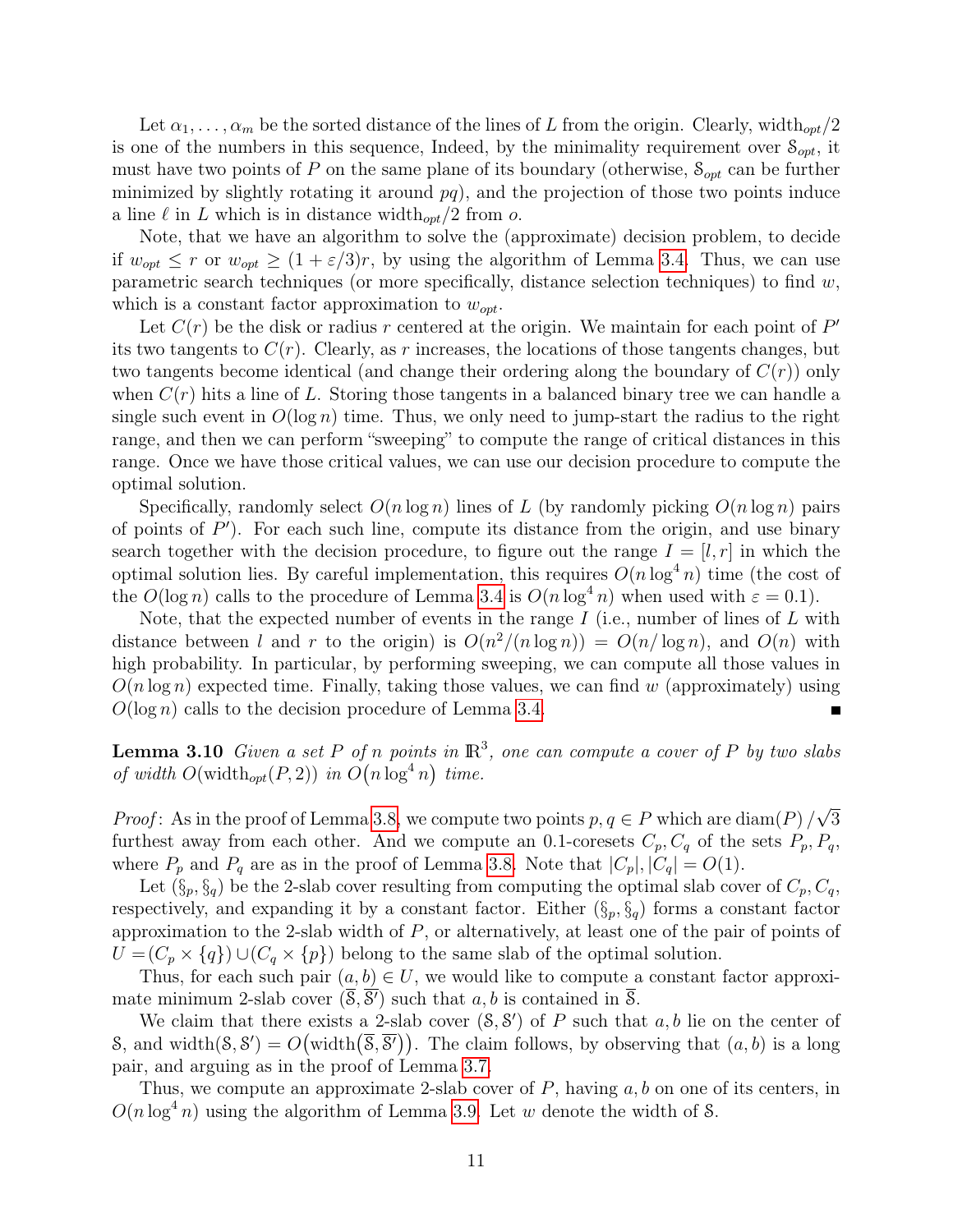Let $\alpha_1, \ldots, \alpha_m$ be the sorted distance of the lines of $L$ from the origin. Clearly, $\text{width}_{opt}/2$ is one of the numbers in this sequence, Indeed, by the minimality requirement over $\mathcal{S}_{opt}$, it must have two points of $P$ on the same plane of its boundary (otherwise, $\mathcal{S}_{opt}$ can be further minimized by slightly rotating it around $pq$), and the projection of those two points induce a line $\ell$ in $L$ which is in distance $\text{width}_{opt}/2$ from $o$.

Note, that we have an algorithm to solve the (approximate) decision problem, to decide if $w_{opt} \leq r$ or $w_{opt} \geq (1 + \varepsilon/3)r$, by using the algorithm of Lemma 3.4. Thus, we can use parametric search techniques (or more specifically, distance selection techniques) to find $w$, which is a constant factor approximation to $w_{opt}$.

Let $C(r)$ be the disk or radius $r$ centered at the origin. We maintain for each point of $P'$ its two tangents to $C(r)$. Clearly, as $r$ increases, the locations of those tangents changes, but two tangents become identical (and change their ordering along the boundary of $C(r)$) only when $C(r)$ hits a line of $L$. Storing those tangents in a balanced binary tree we can handle a single such event in $O(\log n)$ time. Thus, we only need to jump-start the radius to the right range, and then we can perform "sweeping" to compute the range of critical distances in this range. Once we have those critical values, we can use our decision procedure to compute the optimal solution.

Specifically, randomly select $O(n \log n)$ lines of $L$ (by randomly picking $O(n \log n)$ pairs of points of $P'$). For each such line, compute its distance from the origin, and use binary search together with the decision procedure, to figure out the range $I = [l, r]$ in which the optimal solution lies. By careful implementation, this requires $O(n \log^4 n)$ time (the cost of the $O(\log n)$ calls to the procedure of Lemma 3.4 is $O(n \log^4 n)$ when used with $\varepsilon = 0.1$).

Note, that the expected number of events in the range $I$ (i.e., number of lines of $L$ with distance between $l$ and $r$ to the origin) is $O(n^2/(n \log n)) = O(n/\log n)$, and $O(n)$ with high probability. In particular, by performing sweeping, we can compute all those values in $O(n \log n)$ expected time. Finally, taking those values, we can find $w$ (approximately) using $O(\log n)$ calls to the decision procedure of Lemma 3.4. ■

**Lemma 3.10** *Given a set $P$ of $n$ points in $\mathbb{R}^3$, one can compute a cover of $P$ by two slabs of width $O(\text{width}_{opt}(P, 2))$ in $O(n \log^4 n)$ time.*

*Proof*: As in the proof of Lemma 3.8, we compute two points $p, q \in P$ which are $\text{diam}(P)/\sqrt{3}$ furthest away from each other. And we compute an 0.1-coresets $C_p, C_q$ of the sets $P_p, P_q$, where $P_p$ and $P_q$ are as in the proof of Lemma 3.8. Note that $|C_p|, |C_q| = O(1)$.

Let $(\S_p, \S_q)$ be the 2-slab cover resulting from computing the optimal slab cover of $C_p, C_q$, respectively, and expanding it by a constant factor. Either $(\S_p, \S_q)$ forms a constant factor approximation to the 2-slab width of $P$, or alternatively, at least one of the pair of points of $U = (C_p \times \{q\}) \cup (C_q \times \{p\})$ belong to the same slab of the optimal solution.

Thus, for each such pair $(a, b) \in U$, we would like to compute a constant factor approximate minimum 2-slab cover $(\overline{\mathcal{S}}, \overline{\mathcal{S}'})$ such that $a, b$ is contained in $\overline{\mathcal{S}}$.

We claim that there exists a 2-slab cover $(\mathcal{S}, \mathcal{S}')$ of $P$ such that $a, b$ lie on the center of $\mathcal{S}$, and $\text{width}(\mathcal{S}, \mathcal{S}') = O\big(\text{width}\big(\overline{\mathcal{S}}, \overline{\mathcal{S}'}\big)\big)$. The claim follows, by observing that $(a, b)$ is a long pair, and arguing as in the proof of Lemma 3.7.

Thus, we compute an approximate 2-slab cover of $P$, having $a, b$ on one of its centers, in $O(n \log^4 n)$ using the algorithm of Lemma 3.9. Let $w$ denote the width of $\mathcal{S}$.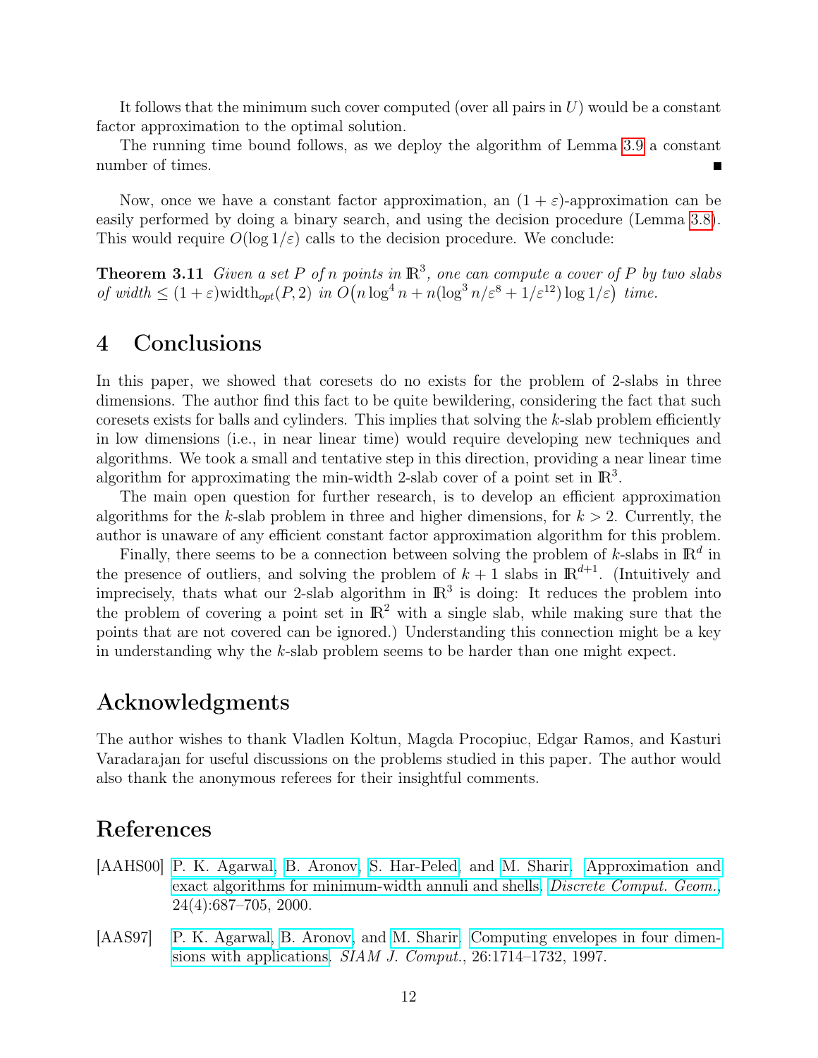It follows that the minimum such cover computed (over all pairs in $U$) would be a constant factor approximation to the optimal solution.

The running time bound follows, as we deploy the algorithm of Lemma 3.9 a constant number of times. ■

Now, once we have a constant factor approximation, an $(1+\varepsilon)$-approximation can be easily performed by doing a binary search, and using the decision procedure (Lemma 3.8). This would require $O(\log 1/\varepsilon)$ calls to the decision procedure. We conclude:

**Theorem 3.11** *Given a set $P$ of $n$ points in $\mathbb{R}^3$, one can compute a cover of $P$ by two slabs of width $\leq (1+\varepsilon)\mathrm{width}_{opt}(P, 2)$ in $O\big(n\log^4 n + n(\log^3 n/\varepsilon^8 + 1/\varepsilon^{12})\log 1/\varepsilon\big)$ time.*

# 4 Conclusions

In this paper, we showed that coresets do no exists for the problem of 2-slabs in three dimensions. The author find this fact to be quite bewildering, considering the fact that such coresets exists for balls and cylinders. This implies that solving the $k$-slab problem efficiently in low dimensions (i.e., in near linear time) would require developing new techniques and algorithms. We took a small and tentative step in this direction, providing a near linear time algorithm for approximating the min-width 2-slab cover of a point set in $\mathbb{R}^3$.

The main open question for further research, is to develop an efficient approximation algorithms for the $k$-slab problem in three and higher dimensions, for $k > 2$. Currently, the author is unaware of any efficient constant factor approximation algorithm for this problem.

Finally, there seems to be a connection between solving the problem of $k$-slabs in $\mathbb{R}^d$ in the presence of outliers, and solving the problem of $k+1$ slabs in $\mathbb{R}^{d+1}$. (Intuitively and imprecisely, thats what our 2-slab algorithm in $\mathbb{R}^3$ is doing: It reduces the problem into the problem of covering a point set in $\mathbb{R}^2$ with a single slab, while making sure that the points that are not covered can be ignored.) Understanding this connection might be a key in understanding why the $k$-slab problem seems to be harder than one might expect.

# Acknowledgments

The author wishes to thank Vladlen Koltun, Magda Procopiuc, Edgar Ramos, and Kasturi Varadarajan for useful discussions on the problems studied in this paper. The author would also thank the anonymous referees for their insightful comments.

# References

[AAHS00] P. K. Agarwal, B. Aronov, S. Har-Peled, and M. Sharir. Approximation and exact algorithms for minimum-width annuli and shells. *Discrete Comput. Geom.*, 24(4):687–705, 2000.

[AAS97] P. K. Agarwal, B. Aronov, and M. Sharir. Computing envelopes in four dimensions with applications. *SIAM J. Comput.*, 26:1714–1732, 1997.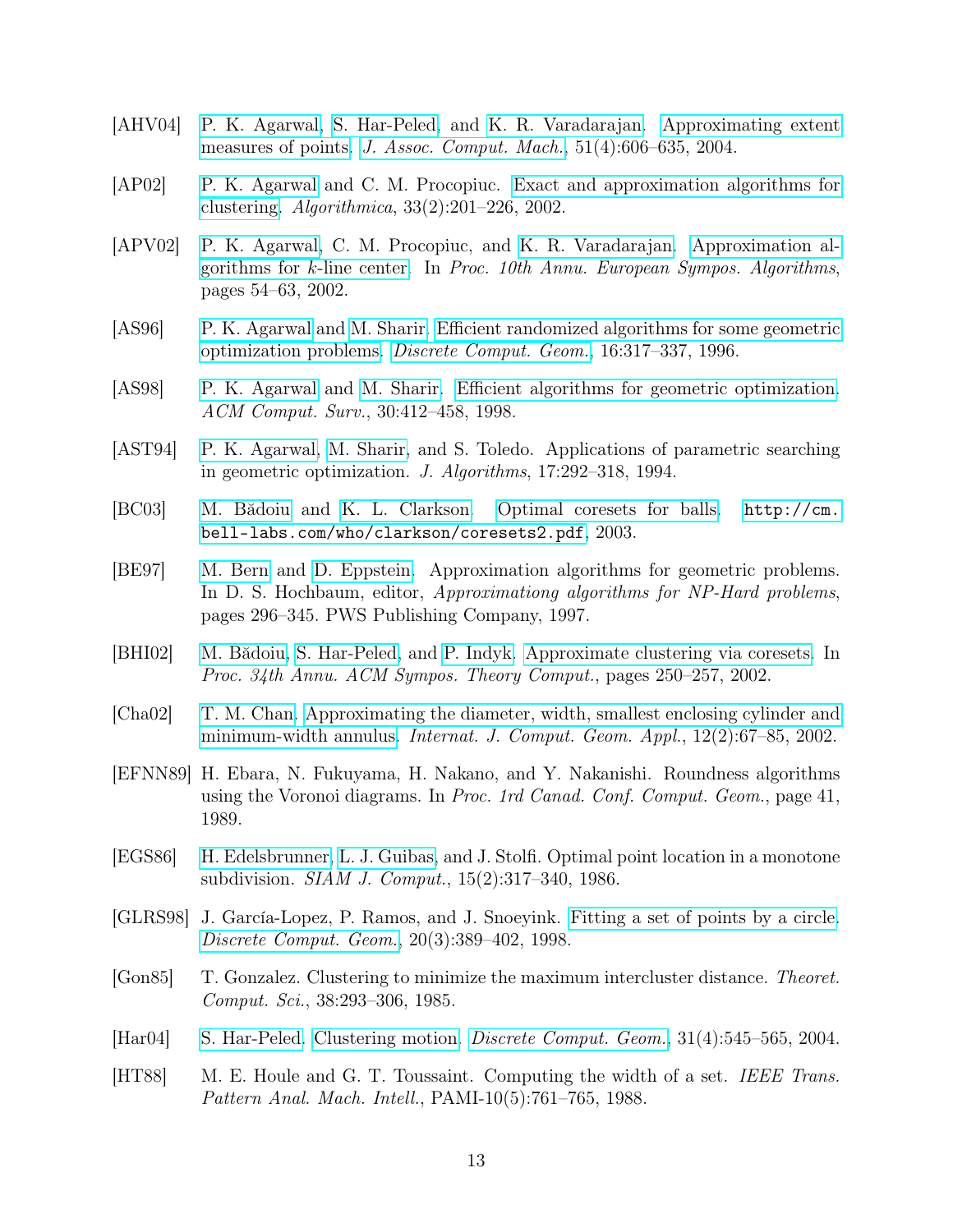[AHV04] P. K. Agarwal, S. Har-Peled, and K. R. Varadarajan. Approximating extent measures of points. *J. Assoc. Comput. Mach.*, 51(4):606–635, 2004.

[AP02] P. K. Agarwal and C. M. Procopiuc. Exact and approximation algorithms for clustering. *Algorithmica*, 33(2):201–226, 2002.

[APV02] P. K. Agarwal, C. M. Procopiuc, and K. R. Varadarajan. Approximation algorithms for $k$-line center. In *Proc. 10th Annu. European Sympos. Algorithms*, pages 54–63, 2002.

[AS96] P. K. Agarwal and M. Sharir. Efficient randomized algorithms for some geometric optimization problems. *Discrete Comput. Geom.*, 16:317–337, 1996.

[AS98] P. K. Agarwal and M. Sharir. Efficient algorithms for geometric optimization. *ACM Comput. Surv.*, 30:412–458, 1998.

[AST94] P. K. Agarwal, M. Sharir, and S. Toledo. Applications of parametric searching in geometric optimization. *J. Algorithms*, 17:292–318, 1994.

[BC03] M. Bădoiu and K. L. Clarkson. Optimal coresets for balls. `http://cm.bell-labs.com/who/clarkson/coresets2.pdf`, 2003.

[BE97] M. Bern and D. Eppstein. Approximation algorithms for geometric problems. In D. S. Hochbaum, editor, *Approximationg algorithms for NP-Hard problems*, pages 296–345. PWS Publishing Company, 1997.

[BHI02] M. Bădoiu, S. Har-Peled, and P. Indyk. Approximate clustering via coresets. In *Proc. 34th Annu. ACM Sympos. Theory Comput.*, pages 250–257, 2002.

[Cha02] T. M. Chan. Approximating the diameter, width, smallest enclosing cylinder and minimum-width annulus. *Internat. J. Comput. Geom. Appl.*, 12(2):67–85, 2002.

[EFNN89] H. Ebara, N. Fukuyama, H. Nakano, and Y. Nakanishi. Roundness algorithms using the Voronoi diagrams. In *Proc. 1rd Canad. Conf. Comput. Geom.*, page 41, 1989.

[EGS86] H. Edelsbrunner, L. J. Guibas, and J. Stolfi. Optimal point location in a monotone subdivision. *SIAM J. Comput.*, 15(2):317–340, 1986.

[GLRS98] J. García-Lopez, P. Ramos, and J. Snoeyink. Fitting a set of points by a circle. *Discrete Comput. Geom.*, 20(3):389–402, 1998.

[Gon85] T. Gonzalez. Clustering to minimize the maximum intercluster distance. *Theoret. Comput. Sci.*, 38:293–306, 1985.

[Har04] S. Har-Peled. Clustering motion. *Discrete Comput. Geom.*, 31(4):545–565, 2004.

[HT88] M. E. Houle and G. T. Toussaint. Computing the width of a set. *IEEE Trans. Pattern Anal. Mach. Intell.*, PAMI-10(5):761–765, 1988.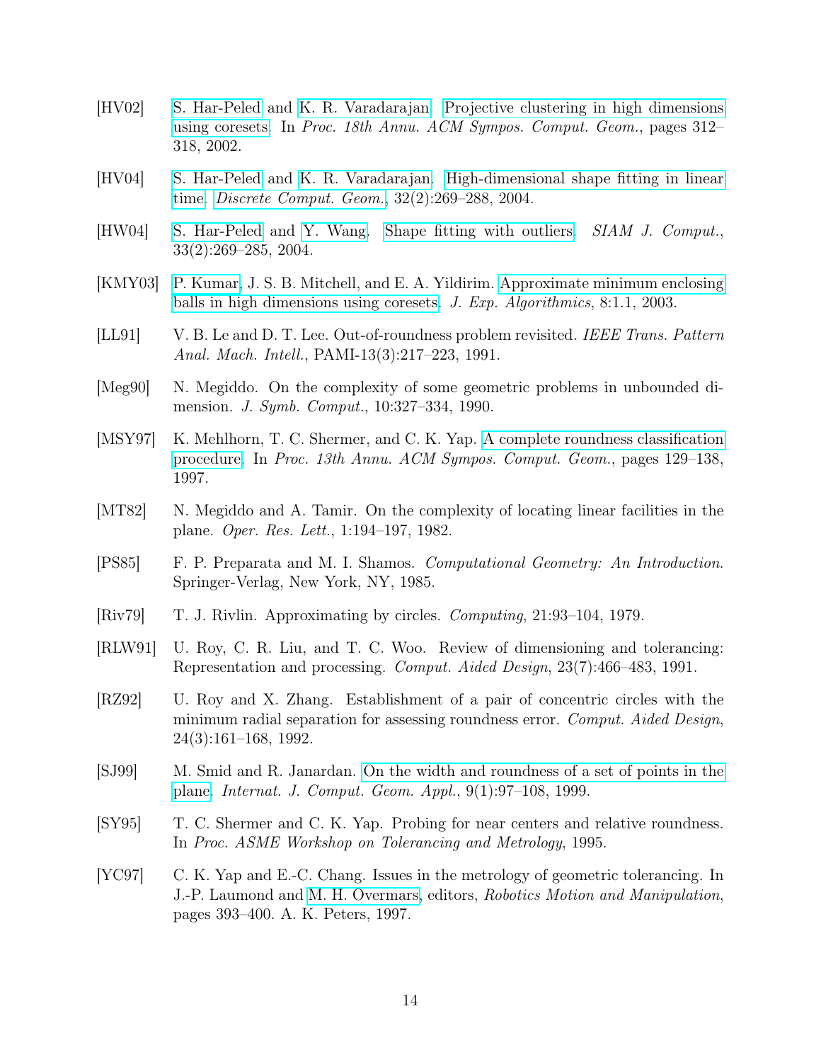[HV02] S. Har-Peled and K. R. Varadarajan. Projective clustering in high dimensions using coresets. In *Proc. 18th Annu. ACM Sympos. Comput. Geom.*, pages 312–318, 2002.

[HV04] S. Har-Peled and K. R. Varadarajan. High-dimensional shape fitting in linear time. *Discrete Comput. Geom.*, 32(2):269–288, 2004.

[HW04] S. Har-Peled and Y. Wang. Shape fitting with outliers. *SIAM J. Comput.*, 33(2):269–285, 2004.

[KMY03] P. Kumar, J. S. B. Mitchell, and E. A. Yildirim. Approximate minimum enclosing balls in high dimensions using coresets. *J. Exp. Algorithmics*, 8:1.1, 2003.

[LL91] V. B. Le and D. T. Lee. Out-of-roundness problem revisited. *IEEE Trans. Pattern Anal. Mach. Intell.*, PAMI-13(3):217–223, 1991.

[Meg90] N. Megiddo. On the complexity of some geometric problems in unbounded dimension. *J. Symb. Comput.*, 10:327–334, 1990.

[MSY97] K. Mehlhorn, T. C. Shermer, and C. K. Yap. A complete roundness classification procedure. In *Proc. 13th Annu. ACM Sympos. Comput. Geom.*, pages 129–138, 1997.

[MT82] N. Megiddo and A. Tamir. On the complexity of locating linear facilities in the plane. *Oper. Res. Lett.*, 1:194–197, 1982.

[PS85] F. P. Preparata and M. I. Shamos. *Computational Geometry: An Introduction*. Springer-Verlag, New York, NY, 1985.

[Riv79] T. J. Rivlin. Approximating by circles. *Computing*, 21:93–104, 1979.

[RLW91] U. Roy, C. R. Liu, and T. C. Woo. Review of dimensioning and tolerancing: Representation and processing. *Comput. Aided Design*, 23(7):466–483, 1991.

[RZ92] U. Roy and X. Zhang. Establishment of a pair of concentric circles with the minimum radial separation for assessing roundness error. *Comput. Aided Design*, 24(3):161–168, 1992.

[SJ99] M. Smid and R. Janardan. On the width and roundness of a set of points in the plane. *Internat. J. Comput. Geom. Appl.*, 9(1):97–108, 1999.

[SY95] T. C. Shermer and C. K. Yap. Probing for near centers and relative roundness. In *Proc. ASME Workshop on Tolerancing and Metrology*, 1995.

[YC97] C. K. Yap and E.-C. Chang. Issues in the metrology of geometric tolerancing. In J.-P. Laumond and M. H. Overmars, editors, *Robotics Motion and Manipulation*, pages 393–400. A. K. Peters, 1997.